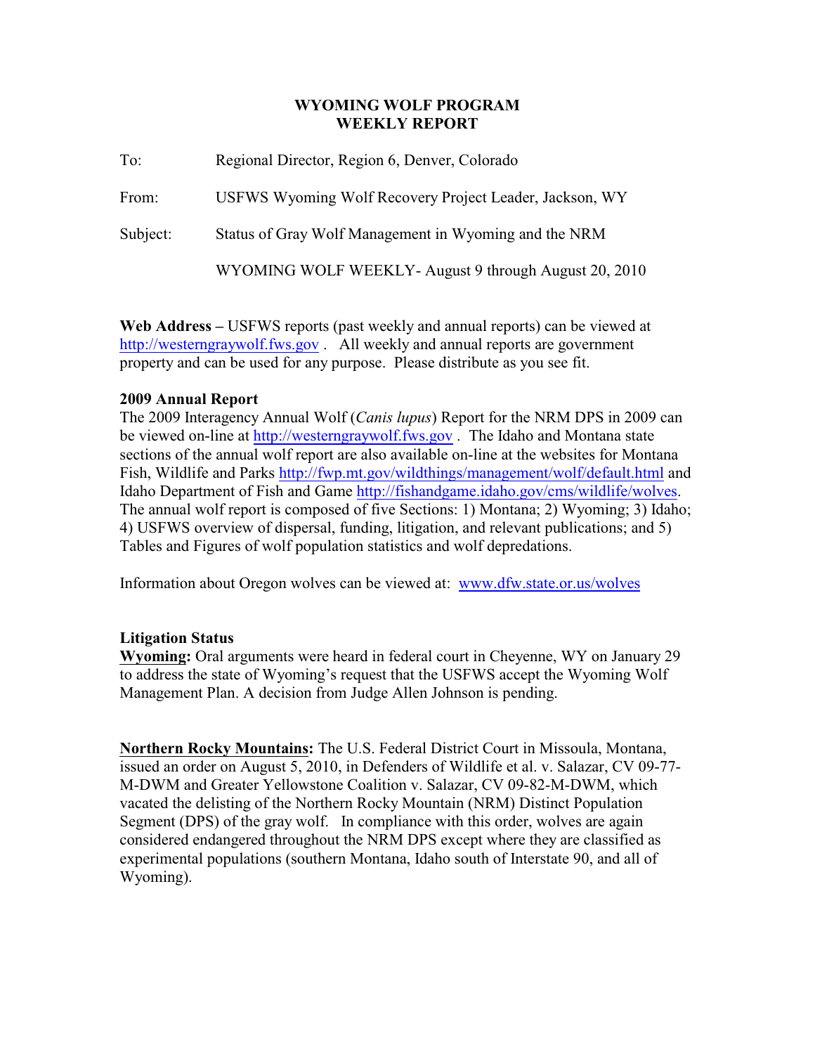**WYOMING WOLF PROGRAM**
**WEEKLY REPORT**

To: Regional Director, Region 6, Denver, Colorado

From: USFWS Wyoming Wolf Recovery Project Leader, Jackson, WY

Subject: Status of Gray Wolf Management in Wyoming and the NRM

WYOMING WOLF WEEKLY- August 9 through August 20, 2010

**Web Address –** USFWS reports (past weekly and annual reports) can be viewed at http://westerngraywolf.fws.gov . All weekly and annual reports are government property and can be used for any purpose. Please distribute as you see fit.

**2009 Annual Report**

The 2009 Interagency Annual Wolf (*Canis lupus*) Report for the NRM DPS in 2009 can be viewed on-line at http://westerngraywolf.fws.gov . The Idaho and Montana state sections of the annual wolf report are also available on-line at the websites for Montana Fish, Wildlife and Parks http://fwp.mt.gov/wildthings/management/wolf/default.html and Idaho Department of Fish and Game http://fishandgame.idaho.gov/cms/wildlife/wolves. The annual wolf report is composed of five Sections: 1) Montana; 2) Wyoming; 3) Idaho; 4) USFWS overview of dispersal, funding, litigation, and relevant publications; and 5) Tables and Figures of wolf population statistics and wolf depredations.

Information about Oregon wolves can be viewed at: www.dfw.state.or.us/wolves

**Litigation Status**

**Wyoming:** Oral arguments were heard in federal court in Cheyenne, WY on January 29 to address the state of Wyoming's request that the USFWS accept the Wyoming Wolf Management Plan. A decision from Judge Allen Johnson is pending.

**Northern Rocky Mountains:** The U.S. Federal District Court in Missoula, Montana, issued an order on August 5, 2010, in Defenders of Wildlife et al. v. Salazar, CV 09-77-M-DWM and Greater Yellowstone Coalition v. Salazar, CV 09-82-M-DWM, which vacated the delisting of the Northern Rocky Mountain (NRM) Distinct Population Segment (DPS) of the gray wolf. In compliance with this order, wolves are again considered endangered throughout the NRM DPS except where they are classified as experimental populations (southern Montana, Idaho south of Interstate 90, and all of Wyoming).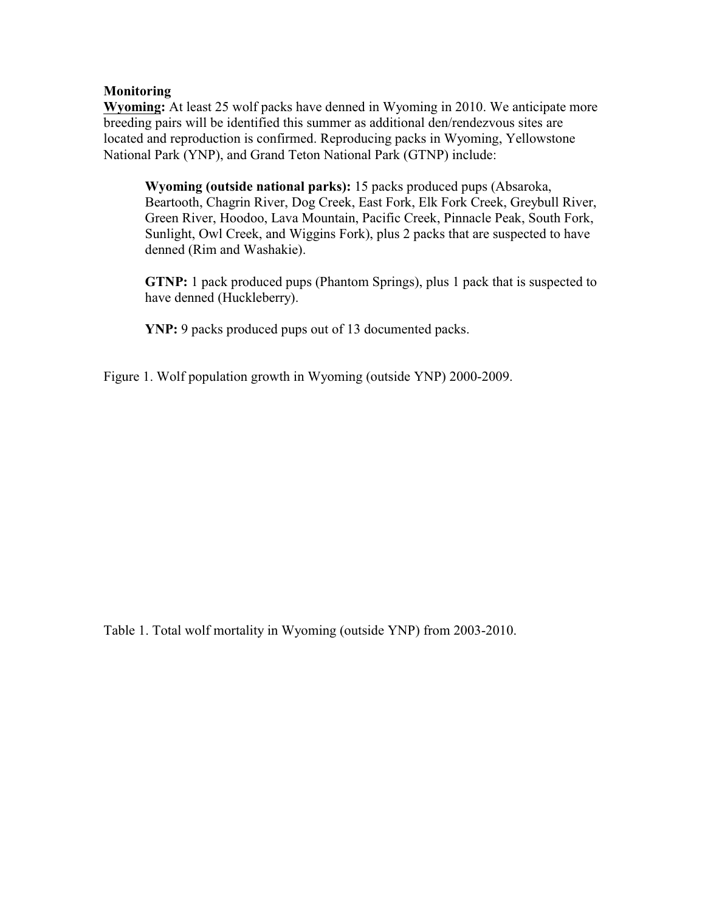**Monitoring**

**<u>Wyoming</u>:** At least 25 wolf packs have denned in Wyoming in 2010. We anticipate more breeding pairs will be identified this summer as additional den/rendezvous sites are located and reproduction is confirmed. Reproducing packs in Wyoming, Yellowstone National Park (YNP), and Grand Teton National Park (GTNP) include:

> **Wyoming (outside national parks):** 15 packs produced pups (Absaroka, Beartooth, Chagrin River, Dog Creek, East Fork, Elk Fork Creek, Greybull River, Green River, Hoodoo, Lava Mountain, Pacific Creek, Pinnacle Peak, South Fork, Sunlight, Owl Creek, and Wiggins Fork), plus 2 packs that are suspected to have denned (Rim and Washakie).
>
> **GTNP:** 1 pack produced pups (Phantom Springs), plus 1 pack that is suspected to have denned (Huckleberry).
>
> **YNP:** 9 packs produced pups out of 13 documented packs.

Figure 1. Wolf population growth in Wyoming (outside YNP) 2000-2009.

Table 1. Total wolf mortality in Wyoming (outside YNP) from 2003-2010.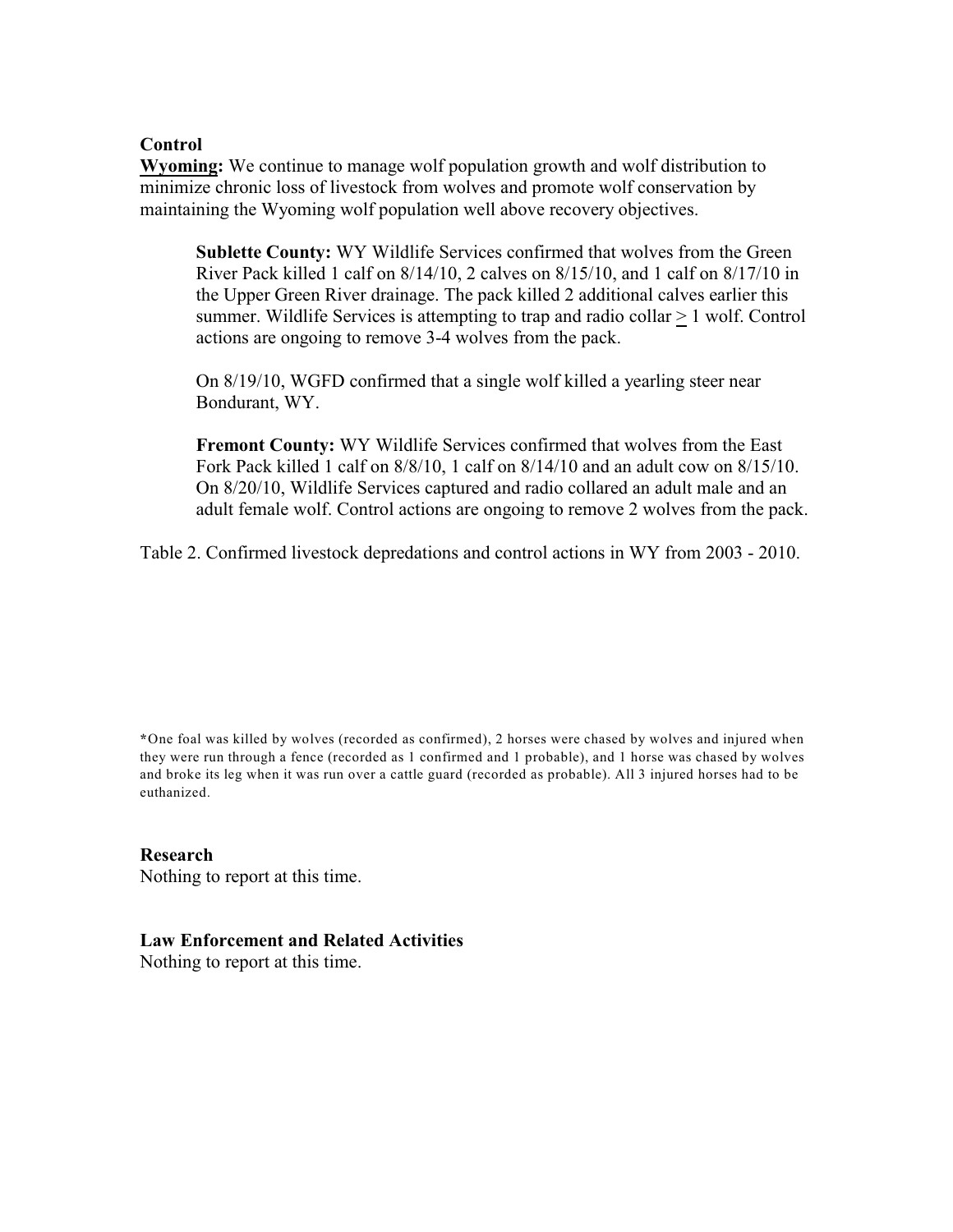**Control**

**<u>Wyoming</u>:** We continue to manage wolf population growth and wolf distribution to minimize chronic loss of livestock from wolves and promote wolf conservation by maintaining the Wyoming wolf population well above recovery objectives.

> **Sublette County:** WY Wildlife Services confirmed that wolves from the Green River Pack killed 1 calf on 8/14/10, 2 calves on 8/15/10, and 1 calf on 8/17/10 in the Upper Green River drainage. The pack killed 2 additional calves earlier this summer. Wildlife Services is attempting to trap and radio collar ≥ 1 wolf. Control actions are ongoing to remove 3-4 wolves from the pack.
>
> On 8/19/10, WGFD confirmed that a single wolf killed a yearling steer near Bondurant, WY.
>
> **Fremont County:** WY Wildlife Services confirmed that wolves from the East Fork Pack killed 1 calf on 8/8/10, 1 calf on 8/14/10 and an adult cow on 8/15/10. On 8/20/10, Wildlife Services captured and radio collared an adult male and an adult female wolf. Control actions are ongoing to remove 2 wolves from the pack.

Table 2. Confirmed livestock depredations and control actions in WY from 2003 - 2010.

*One foal was killed by wolves (recorded as confirmed), 2 horses were chased by wolves and injured when they were run through a fence (recorded as 1 confirmed and 1 probable), and 1 horse was chased by wolves and broke its leg when it was run over a cattle guard (recorded as probable). All 3 injured horses had to be euthanized.

**Research**

Nothing to report at this time.

**Law Enforcement and Related Activities**

Nothing to report at this time.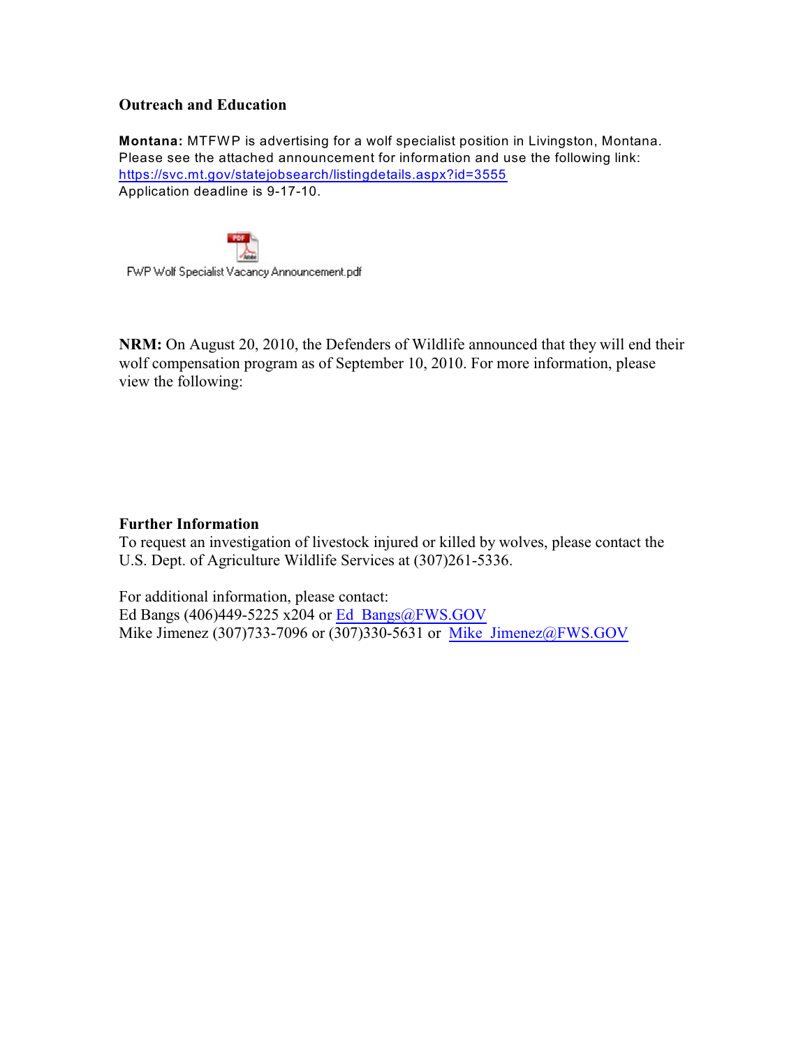### Outreach and Education

**Montana:** MTFWP is advertising for a wolf specialist position in Livingston, Montana. Please see the attached announcement for information and use the following link: https://svc.mt.gov/statejobsearch/listingdetails.aspx?id=3555
Application deadline is 9-17-10.

FWP Wolf Specialist Vacancy Announcement.pdf

**NRM:** On August 20, 2010, the Defenders of Wildlife announced that they will end their wolf compensation program as of September 10, 2010. For more information, please view the following:

### Further Information

To request an investigation of livestock injured or killed by wolves, please contact the U.S. Dept. of Agriculture Wildlife Services at (307)261-5336.

For additional information, please contact:
Ed Bangs (406)449-5225 x204 or Ed_Bangs@FWS.GOV
Mike Jimenez (307)733-7096 or (307)330-5631 or Mike_Jimenez@FWS.GOV